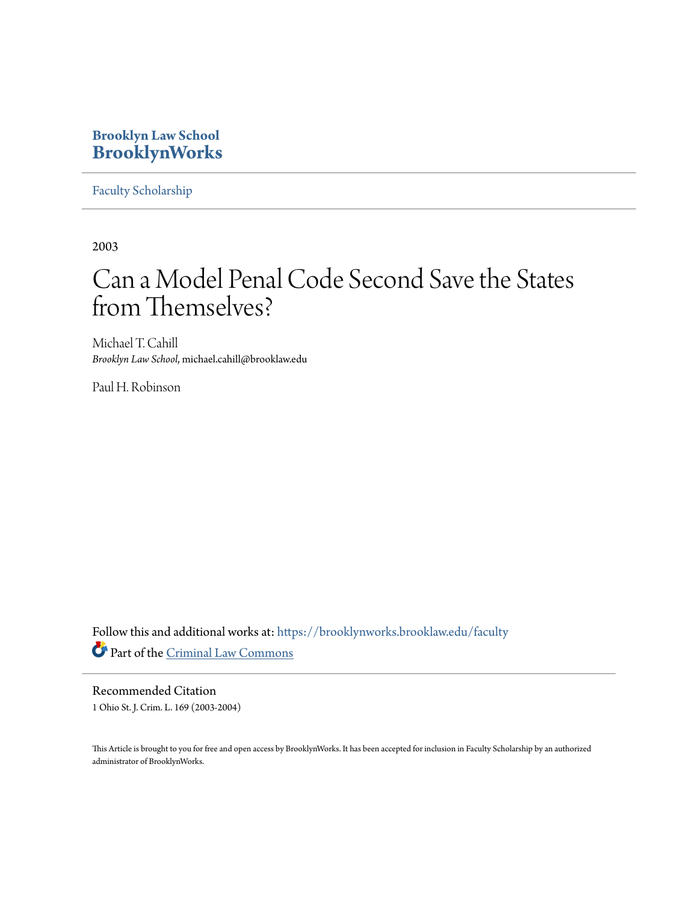**Brooklyn Law School**
**BrooklynWorks**

Faculty Scholarship

2003

# Can a Model Penal Code Second Save the States from Themselves?

Michael T. Cahill
*Brooklyn Law School*, michael.cahill@brooklaw.edu

Paul H. Robinson

Follow this and additional works at: https://brooklynworks.brooklaw.edu/faculty

Part of the Criminal Law Commons

Recommended Citation
1 Ohio St. J. Crim. L. 169 (2003-2004)

This Article is brought to you for free and open access by BrooklynWorks. It has been accepted for inclusion in Faculty Scholarship by an authorized administrator of BrooklynWorks.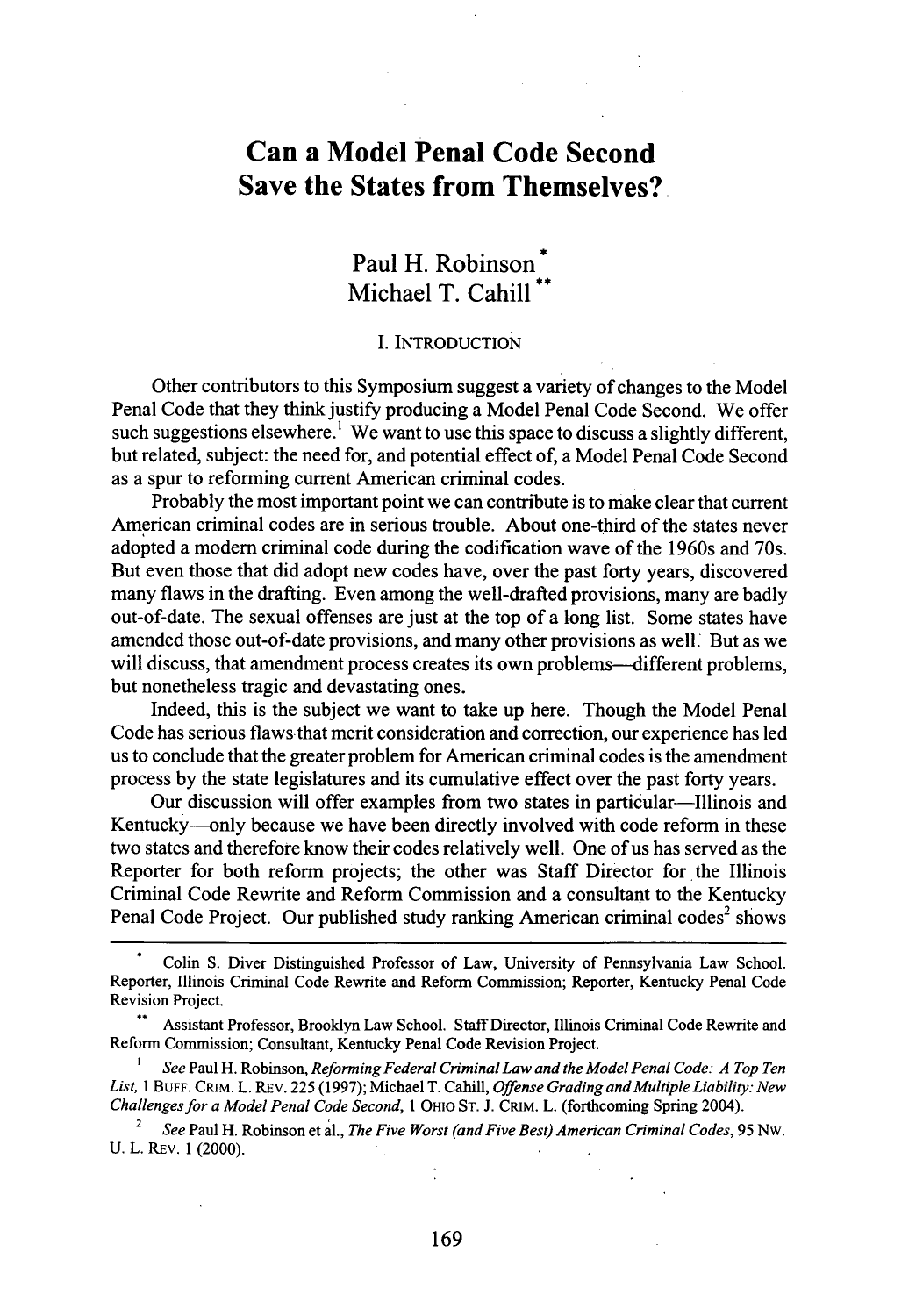# Can a Model Penal Code Second Save the States from Themselves?

Paul H. Robinson[*]
Michael T. Cahill[**]

## I. INTRODUCTION

Other contributors to this Symposium suggest a variety of changes to the Model Penal Code that they think justify producing a Model Penal Code Second. We offer such suggestions elsewhere.[1] We want to use this space to discuss a slightly different, but related, subject: the need for, and potential effect of, a Model Penal Code Second as a spur to reforming current American criminal codes.

Probably the most important point we can contribute is to make clear that current American criminal codes are in serious trouble. About one-third of the states never adopted a modern criminal code during the codification wave of the 1960s and 70s. But even those that did adopt new codes have, over the past forty years, discovered many flaws in the drafting. Even among the well-drafted provisions, many are badly out-of-date. The sexual offenses are just at the top of a long list. Some states have amended those out-of-date provisions, and many other provisions as well. But as we will discuss, that amendment process creates its own problems—different problems, but nonetheless tragic and devastating ones.

Indeed, this is the subject we want to take up here. Though the Model Penal Code has serious flaws that merit consideration and correction, our experience has led us to conclude that the greater problem for American criminal codes is the amendment process by the state legislatures and its cumulative effect over the past forty years.

Our discussion will offer examples from two states in particular—Illinois and Kentucky—only because we have been directly involved with code reform in these two states and therefore know their codes relatively well. One of us has served as the Reporter for both reform projects; the other was Staff Director for the Illinois Criminal Code Rewrite and Reform Commission and a consultant to the Kentucky Penal Code Project. Our published study ranking American criminal codes[2] shows

---

[*] Colin S. Diver Distinguished Professor of Law, University of Pennsylvania Law School. Reporter, Illinois Criminal Code Rewrite and Reform Commission; Reporter, Kentucky Penal Code Revision Project.

[**] Assistant Professor, Brooklyn Law School. Staff Director, Illinois Criminal Code Rewrite and Reform Commission; Consultant, Kentucky Penal Code Revision Project.

[1] *See* Paul H. Robinson, *Reforming Federal Criminal Law and the Model Penal Code: A Top Ten List*, 1 BUFF. CRIM. L. REV. 225 (1997); Michael T. Cahill, *Offense Grading and Multiple Liability: New Challenges for a Model Penal Code Second*, 1 OHIO ST. J. CRIM. L. (forthcoming Spring 2004).

[2] *See* Paul H. Robinson et al., *The Five Worst (and Five Best) American Criminal Codes*, 95 NW. U. L. REV. 1 (2000).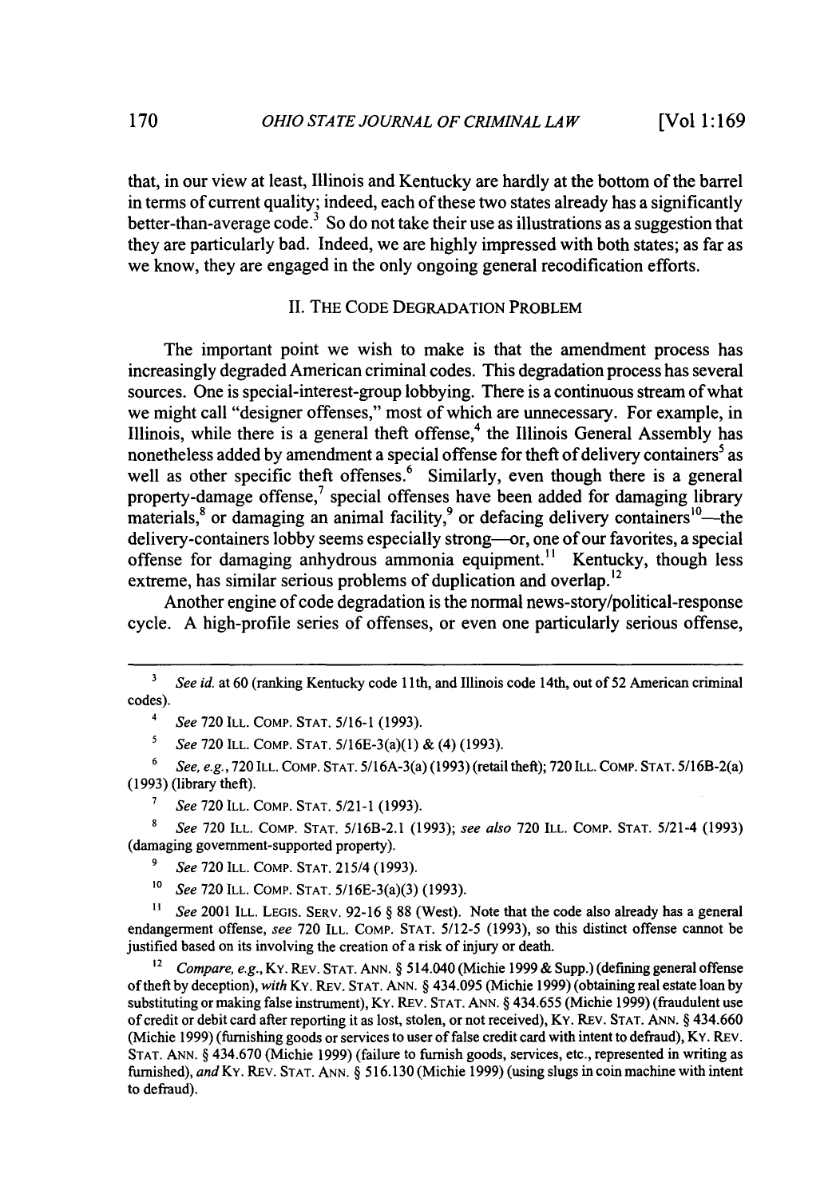that, in our view at least, Illinois and Kentucky are hardly at the bottom of the barrel in terms of current quality; indeed, each of these two states already has a significantly better-than-average code.[3] So do not take their use as illustrations as a suggestion that they are particularly bad. Indeed, we are highly impressed with both states; as far as we know, they are engaged in the only ongoing general recodification efforts.

## II. THE CODE DEGRADATION PROBLEM

The important point we wish to make is that the amendment process has increasingly degraded American criminal codes. This degradation process has several sources. One is special-interest-group lobbying. There is a continuous stream of what we might call "designer offenses," most of which are unnecessary. For example, in Illinois, while there is a general theft offense,[4] the Illinois General Assembly has nonetheless added by amendment a special offense for theft of delivery containers[5] as well as other specific theft offenses.[6] Similarly, even though there is a general property-damage offense,[7] special offenses have been added for damaging library materials,[8] or damaging an animal facility,[9] or defacing delivery containers[10]—the delivery-containers lobby seems especially strong—or, one of our favorites, a special offense for damaging anhydrous ammonia equipment.[11] Kentucky, though less extreme, has similar serious problems of duplication and overlap.[12]

Another engine of code degradation is the normal news-story/political-response cycle. A high-profile series of offenses, or even one particularly serious offense,

---

[3] *See id.* at 60 (ranking Kentucky code 11th, and Illinois code 14th, out of 52 American criminal codes).

[4] *See* 720 ILL. COMP. STAT. 5/16-1 (1993).

[5] *See* 720 ILL. COMP. STAT. 5/16E-3(a)(1) & (4) (1993).

[6] *See, e.g.*, 720 ILL. COMP. STAT. 5/16A-3(a) (1993) (retail theft); 720 ILL. COMP. STAT. 5/16B-2(a) (1993) (library theft).

[7] *See* 720 ILL. COMP. STAT. 5/21-1 (1993).

[8] *See* 720 ILL. COMP. STAT. 5/16B-2.1 (1993); *see also* 720 ILL. COMP. STAT. 5/21-4 (1993) (damaging government-supported property).

[9] *See* 720 ILL. COMP. STAT. 215/4 (1993).

[10] *See* 720 ILL. COMP. STAT. 5/16E-3(a)(3) (1993).

[11] *See* 2001 ILL. LEGIS. SERV. 92-16 § 88 (West). Note that the code also already has a general endangerment offense, *see* 720 ILL. COMP. STAT. 5/12-5 (1993), so this distinct offense cannot be justified based on its involving the creation of a risk of injury or death.

[12] *Compare, e.g.*, KY. REV. STAT. ANN. § 514.040 (Michie 1999 & Supp.) (defining general offense of theft by deception), *with* KY. REV. STAT. ANN. § 434.095 (Michie 1999) (obtaining real estate loan by substituting or making false instrument), KY. REV. STAT. ANN. § 434.655 (Michie 1999) (fraudulent use of credit or debit card after reporting it as lost, stolen, or not received), KY. REV. STAT. ANN. § 434.660 (Michie 1999) (furnishing goods or services to user of false credit card with intent to defraud), KY. REV. STAT. ANN. § 434.670 (Michie 1999) (failure to furnish goods, services, etc., represented in writing as furnished), *and* KY. REV. STAT. ANN. § 516.130 (Michie 1999) (using slugs in coin machine with intent to defraud).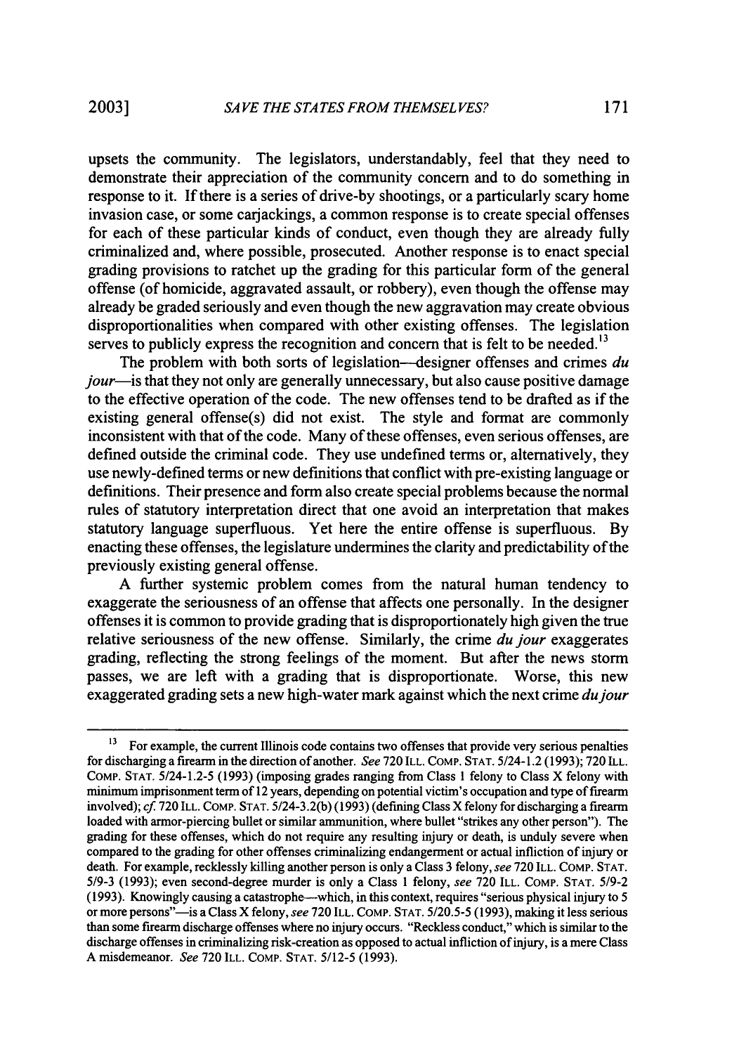upsets the community. The legislators, understandably, feel that they need to demonstrate their appreciation of the community concern and to do something in response to it. If there is a series of drive-by shootings, or a particularly scary home invasion case, or some carjackings, a common response is to create special offenses for each of these particular kinds of conduct, even though they are already fully criminalized and, where possible, prosecuted. Another response is to enact special grading provisions to ratchet up the grading for this particular form of the general offense (of homicide, aggravated assault, or robbery), even though the offense may already be graded seriously and even though the new aggravation may create obvious disproportionalities when compared with other existing offenses. The legislation serves to publicly express the recognition and concern that is felt to be needed.[13]

The problem with both sorts of legislation—designer offenses and crimes *du jour*—is that they not only are generally unnecessary, but also cause positive damage to the effective operation of the code. The new offenses tend to be drafted as if the existing general offense(s) did not exist. The style and format are commonly inconsistent with that of the code. Many of these offenses, even serious offenses, are defined outside the criminal code. They use undefined terms or, alternatively, they use newly-defined terms or new definitions that conflict with pre-existing language or definitions. Their presence and form also create special problems because the normal rules of statutory interpretation direct that one avoid an interpretation that makes statutory language superfluous. Yet here the entire offense is superfluous. By enacting these offenses, the legislature undermines the clarity and predictability of the previously existing general offense.

A further systemic problem comes from the natural human tendency to exaggerate the seriousness of an offense that affects one personally. In the designer offenses it is common to provide grading that is disproportionately high given the true relative seriousness of the new offense. Similarly, the crime *du jour* exaggerates grading, reflecting the strong feelings of the moment. But after the news storm passes, we are left with a grading that is disproportionate. Worse, this new exaggerated grading sets a new high-water mark against which the next crime *du jour*

---

[13] For example, the current Illinois code contains two offenses that provide very serious penalties for discharging a firearm in the direction of another. *See* 720 ILL. COMP. STAT. 5/24-1.2 (1993); 720 ILL. COMP. STAT. 5/24-1.2-5 (1993) (imposing grades ranging from Class 1 felony to Class X felony with minimum imprisonment term of 12 years, depending on potential victim's occupation and type of firearm involved); *cf.* 720 ILL. COMP. STAT. 5/24-3.2(b) (1993) (defining Class X felony for discharging a firearm loaded with armor-piercing bullet or similar ammunition, where bullet "strikes any other person"). The grading for these offenses, which do not require any resulting injury or death, is unduly severe when compared to the grading for other offenses criminalizing endangerment or actual infliction of injury or death. For example, recklessly killing another person is only a Class 3 felony, *see* 720 ILL. COMP. STAT. 5/9-3 (1993); even second-degree murder is only a Class 1 felony, *see* 720 ILL. COMP. STAT. 5/9-2 (1993). Knowingly causing a catastrophe—which, in this context, requires "serious physical injury to 5 or more persons"—is a Class X felony, *see* 720 ILL. COMP. STAT. 5/20.5-5 (1993), making it less serious than some firearm discharge offenses where no injury occurs. "Reckless conduct," which is similar to the discharge offenses in criminalizing risk-creation as opposed to actual infliction of injury, is a mere Class A misdemeanor. *See* 720 ILL. COMP. STAT. 5/12-5 (1993).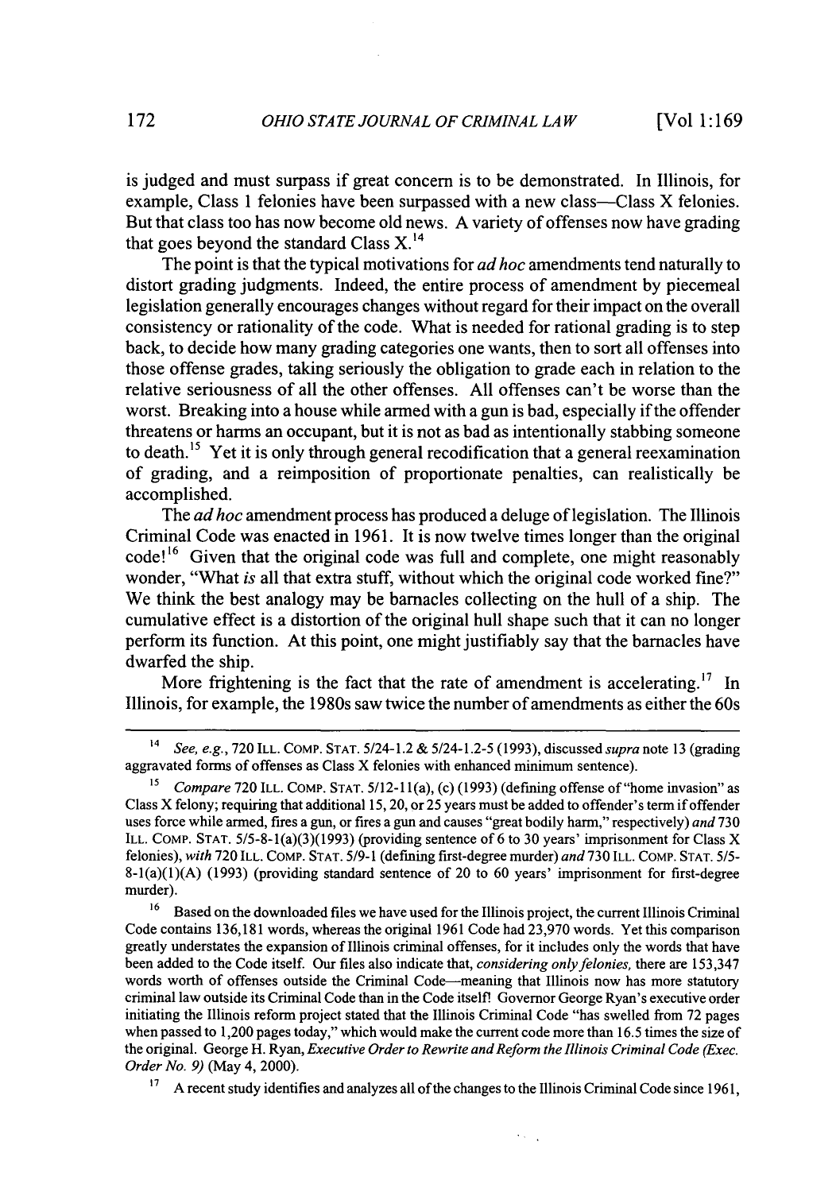is judged and must surpass if great concern is to be demonstrated. In Illinois, for example, Class 1 felonies have been surpassed with a new class—Class X felonies. But that class too has now become old news. A variety of offenses now have grading that goes beyond the standard Class X.[14]

The point is that the typical motivations for *ad hoc* amendments tend naturally to distort grading judgments. Indeed, the entire process of amendment by piecemeal legislation generally encourages changes without regard for their impact on the overall consistency or rationality of the code. What is needed for rational grading is to step back, to decide how many grading categories one wants, then to sort all offenses into those offense grades, taking seriously the obligation to grade each in relation to the relative seriousness of all the other offenses. All offenses can't be worse than the worst. Breaking into a house while armed with a gun is bad, especially if the offender threatens or harms an occupant, but it is not as bad as intentionally stabbing someone to death.[15] Yet it is only through general recodification that a general reexamination of grading, and a reimposition of proportionate penalties, can realistically be accomplished.

The *ad hoc* amendment process has produced a deluge of legislation. The Illinois Criminal Code was enacted in 1961. It is now twelve times longer than the original code![16] Given that the original code was full and complete, one might reasonably wonder, "What *is* all that extra stuff, without which the original code worked fine?" We think the best analogy may be barnacles collecting on the hull of a ship. The cumulative effect is a distortion of the original hull shape such that it can no longer perform its function. At this point, one might justifiably say that the barnacles have dwarfed the ship.

More frightening is the fact that the rate of amendment is accelerating.[17] In Illinois, for example, the 1980s saw twice the number of amendments as either the 60s

---

[14] *See, e.g.*, 720 ILL. COMP. STAT. 5/24-1.2 & 5/24-1.2-5 (1993), discussed *supra* note 13 (grading aggravated forms of offenses as Class X felonies with enhanced minimum sentence).

[15] *Compare* 720 ILL. COMP. STAT. 5/12-11(a), (c) (1993) (defining offense of "home invasion" as Class X felony; requiring that additional 15, 20, or 25 years must be added to offender's term if offender uses force while armed, fires a gun, or fires a gun and causes "great bodily harm," respectively) *and* 730 ILL. COMP. STAT. 5/5-8-1(a)(3)(1993) (providing sentence of 6 to 30 years' imprisonment for Class X felonies), *with* 720 ILL. COMP. STAT. 5/9-1 (defining first-degree murder) *and* 730 ILL. COMP. STAT. 5/5-8-1(a)(1)(A) (1993) (providing standard sentence of 20 to 60 years' imprisonment for first-degree murder).

[16] Based on the downloaded files we have used for the Illinois project, the current Illinois Criminal Code contains 136,181 words, whereas the original 1961 Code had 23,970 words. Yet this comparison greatly understates the expansion of Illinois criminal offenses, for it includes only the words that have been added to the Code itself. Our files also indicate that, *considering only felonies*, there are 153,347 words worth of offenses outside the Criminal Code—meaning that Illinois now has more statutory criminal law outside its Criminal Code than in the Code itself! Governor George Ryan's executive order initiating the Illinois reform project stated that the Illinois Criminal Code "has swelled from 72 pages when passed to 1,200 pages today," which would make the current code more than 16.5 times the size of the original. George H. Ryan, *Executive Order to Rewrite and Reform the Illinois Criminal Code (Exec. Order No. 9)* (May 4, 2000).

[17] A recent study identifies and analyzes all of the changes to the Illinois Criminal Code since 1961,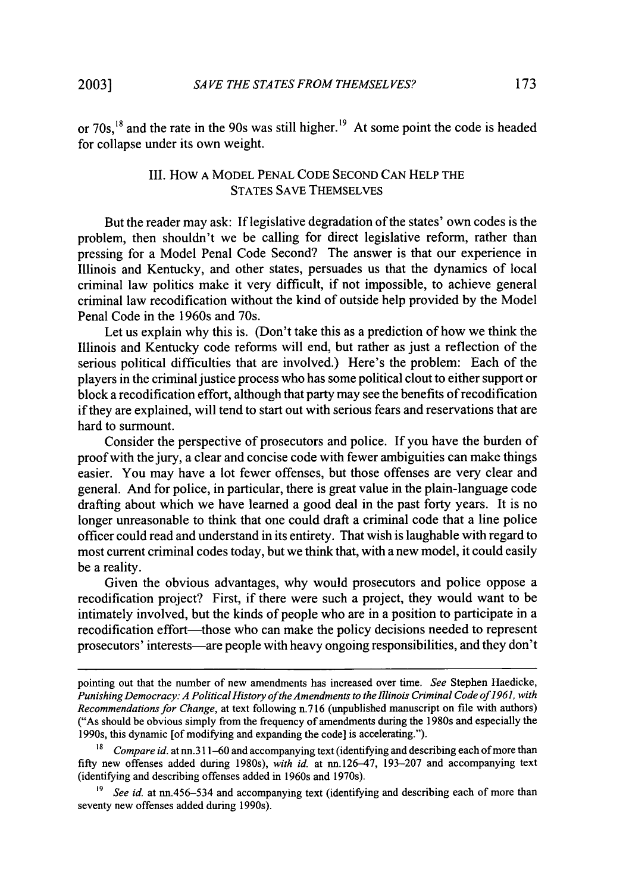or 70s,[18] and the rate in the 90s was still higher.[19] At some point the code is headed for collapse under its own weight.

## III. HOW A MODEL PENAL CODE SECOND CAN HELP THE STATES SAVE THEMSELVES

But the reader may ask: If legislative degradation of the states' own codes is the problem, then shouldn't we be calling for direct legislative reform, rather than pressing for a Model Penal Code Second? The answer is that our experience in Illinois and Kentucky, and other states, persuades us that the dynamics of local criminal law politics make it very difficult, if not impossible, to achieve general criminal law recodification without the kind of outside help provided by the Model Penal Code in the 1960s and 70s.

Let us explain why this is. (Don't take this as a prediction of how we think the Illinois and Kentucky code reforms will end, but rather as just a reflection of the serious political difficulties that are involved.) Here's the problem: Each of the players in the criminal justice process who has some political clout to either support or block a recodification effort, although that party may see the benefits of recodification if they are explained, will tend to start out with serious fears and reservations that are hard to surmount.

Consider the perspective of prosecutors and police. If you have the burden of proof with the jury, a clear and concise code with fewer ambiguities can make things easier. You may have a lot fewer offenses, but those offenses are very clear and general. And for police, in particular, there is great value in the plain-language code drafting about which we have learned a good deal in the past forty years. It is no longer unreasonable to think that one could draft a criminal code that a line police officer could read and understand in its entirety. That wish is laughable with regard to most current criminal codes today, but we think that, with a new model, it could easily be a reality.

Given the obvious advantages, why would prosecutors and police oppose a recodification project? First, if there were such a project, they would want to be intimately involved, but the kinds of people who are in a position to participate in a recodification effort—those who can make the policy decisions needed to represent prosecutors' interests—are people with heavy ongoing responsibilities, and they don't

---

pointing out that the number of new amendments has increased over time. *See* Stephen Haedicke, *Punishing Democracy: A Political History of the Amendments to the Illinois Criminal Code of 1961, with Recommendations for Change*, at text following n.716 (unpublished manuscript on file with authors) ("As should be obvious simply from the frequency of amendments during the 1980s and especially the 1990s, this dynamic [of modifying and expanding the code] is accelerating.").

[18] *Compare id.* at nn.311–60 and accompanying text (identifying and describing each of more than fifty new offenses added during 1980s), *with id.* at nn.126–47, 193–207 and accompanying text (identifying and describing offenses added in 1960s and 1970s).

[19] *See id.* at nn.456–534 and accompanying text (identifying and describing each of more than seventy new offenses added during 1990s).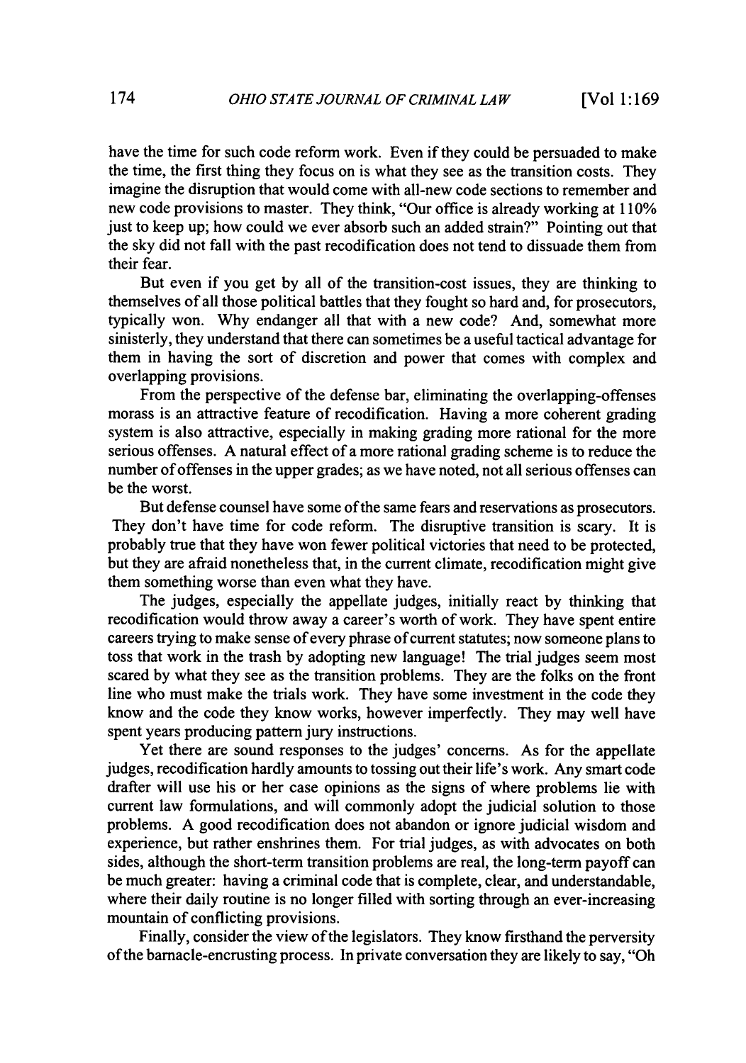have the time for such code reform work. Even if they could be persuaded to make the time, the first thing they focus on is what they see as the transition costs. They imagine the disruption that would come with all-new code sections to remember and new code provisions to master. They think, "Our office is already working at 110% just to keep up; how could we ever absorb such an added strain?" Pointing out that the sky did not fall with the past recodification does not tend to dissuade them from their fear.

But even if you get by all of the transition-cost issues, they are thinking to themselves of all those political battles that they fought so hard and, for prosecutors, typically won. Why endanger all that with a new code? And, somewhat more sinisterly, they understand that there can sometimes be a useful tactical advantage for them in having the sort of discretion and power that comes with complex and overlapping provisions.

From the perspective of the defense bar, eliminating the overlapping-offenses morass is an attractive feature of recodification. Having a more coherent grading system is also attractive, especially in making grading more rational for the more serious offenses. A natural effect of a more rational grading scheme is to reduce the number of offenses in the upper grades; as we have noted, not all serious offenses can be the worst.

But defense counsel have some of the same fears and reservations as prosecutors. They don't have time for code reform. The disruptive transition is scary. It is probably true that they have won fewer political victories that need to be protected, but they are afraid nonetheless that, in the current climate, recodification might give them something worse than even what they have.

The judges, especially the appellate judges, initially react by thinking that recodification would throw away a career's worth of work. They have spent entire careers trying to make sense of every phrase of current statutes; now someone plans to toss that work in the trash by adopting new language! The trial judges seem most scared by what they see as the transition problems. They are the folks on the front line who must make the trials work. They have some investment in the code they know and the code they know works, however imperfectly. They may well have spent years producing pattern jury instructions.

Yet there are sound responses to the judges' concerns. As for the appellate judges, recodification hardly amounts to tossing out their life's work. Any smart code drafter will use his or her case opinions as the signs of where problems lie with current law formulations, and will commonly adopt the judicial solution to those problems. A good recodification does not abandon or ignore judicial wisdom and experience, but rather enshrines them. For trial judges, as with advocates on both sides, although the short-term transition problems are real, the long-term payoff can be much greater: having a criminal code that is complete, clear, and understandable, where their daily routine is no longer filled with sorting through an ever-increasing mountain of conflicting provisions.

Finally, consider the view of the legislators. They know firsthand the perversity of the barnacle-encrusting process. In private conversation they are likely to say, "Oh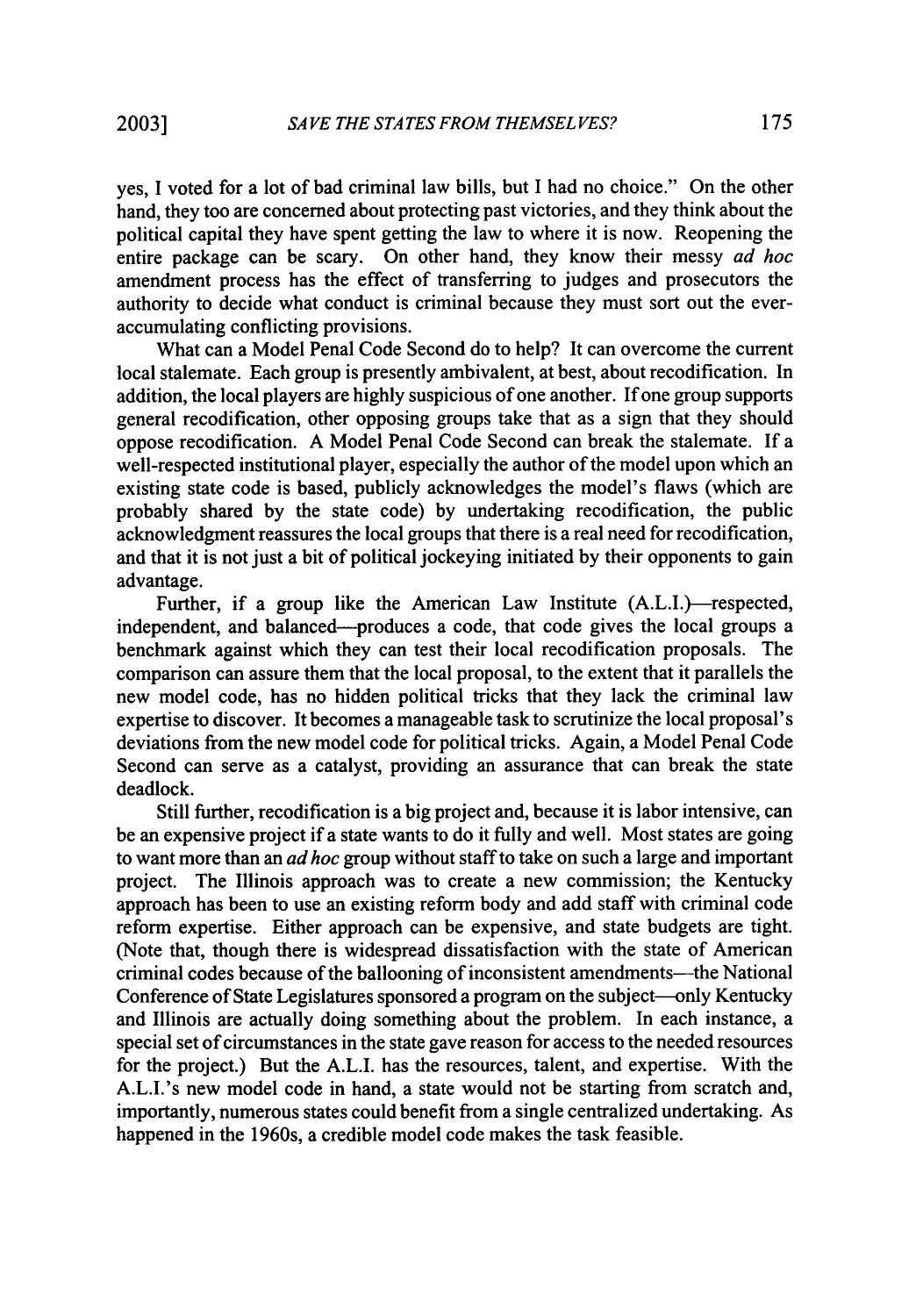yes, I voted for a lot of bad criminal law bills, but I had no choice." On the other hand, they too are concerned about protecting past victories, and they think about the political capital they have spent getting the law to where it is now. Reopening the entire package can be scary. On other hand, they know their messy *ad hoc* amendment process has the effect of transferring to judges and prosecutors the authority to decide what conduct is criminal because they must sort out the ever-accumulating conflicting provisions.

What can a Model Penal Code Second do to help? It can overcome the current local stalemate. Each group is presently ambivalent, at best, about recodification. In addition, the local players are highly suspicious of one another. If one group supports general recodification, other opposing groups take that as a sign that they should oppose recodification. A Model Penal Code Second can break the stalemate. If a well-respected institutional player, especially the author of the model upon which an existing state code is based, publicly acknowledges the model's flaws (which are probably shared by the state code) by undertaking recodification, the public acknowledgment reassures the local groups that there is a real need for recodification, and that it is not just a bit of political jockeying initiated by their opponents to gain advantage.

Further, if a group like the American Law Institute (A.L.I.)—respected, independent, and balanced—produces a code, that code gives the local groups a benchmark against which they can test their local recodification proposals. The comparison can assure them that the local proposal, to the extent that it parallels the new model code, has no hidden political tricks that they lack the criminal law expertise to discover. It becomes a manageable task to scrutinize the local proposal's deviations from the new model code for political tricks. Again, a Model Penal Code Second can serve as a catalyst, providing an assurance that can break the state deadlock.

Still further, recodification is a big project and, because it is labor intensive, can be an expensive project if a state wants to do it fully and well. Most states are going to want more than an *ad hoc* group without staff to take on such a large and important project. The Illinois approach was to create a new commission; the Kentucky approach has been to use an existing reform body and add staff with criminal code reform expertise. Either approach can be expensive, and state budgets are tight. (Note that, though there is widespread dissatisfaction with the state of American criminal codes because of the ballooning of inconsistent amendments—the National Conference of State Legislatures sponsored a program on the subject—only Kentucky and Illinois are actually doing something about the problem. In each instance, a special set of circumstances in the state gave reason for access to the needed resources for the project.) But the A.L.I. has the resources, talent, and expertise. With the A.L.I.'s new model code in hand, a state would not be starting from scratch and, importantly, numerous states could benefit from a single centralized undertaking. As happened in the 1960s, a credible model code makes the task feasible.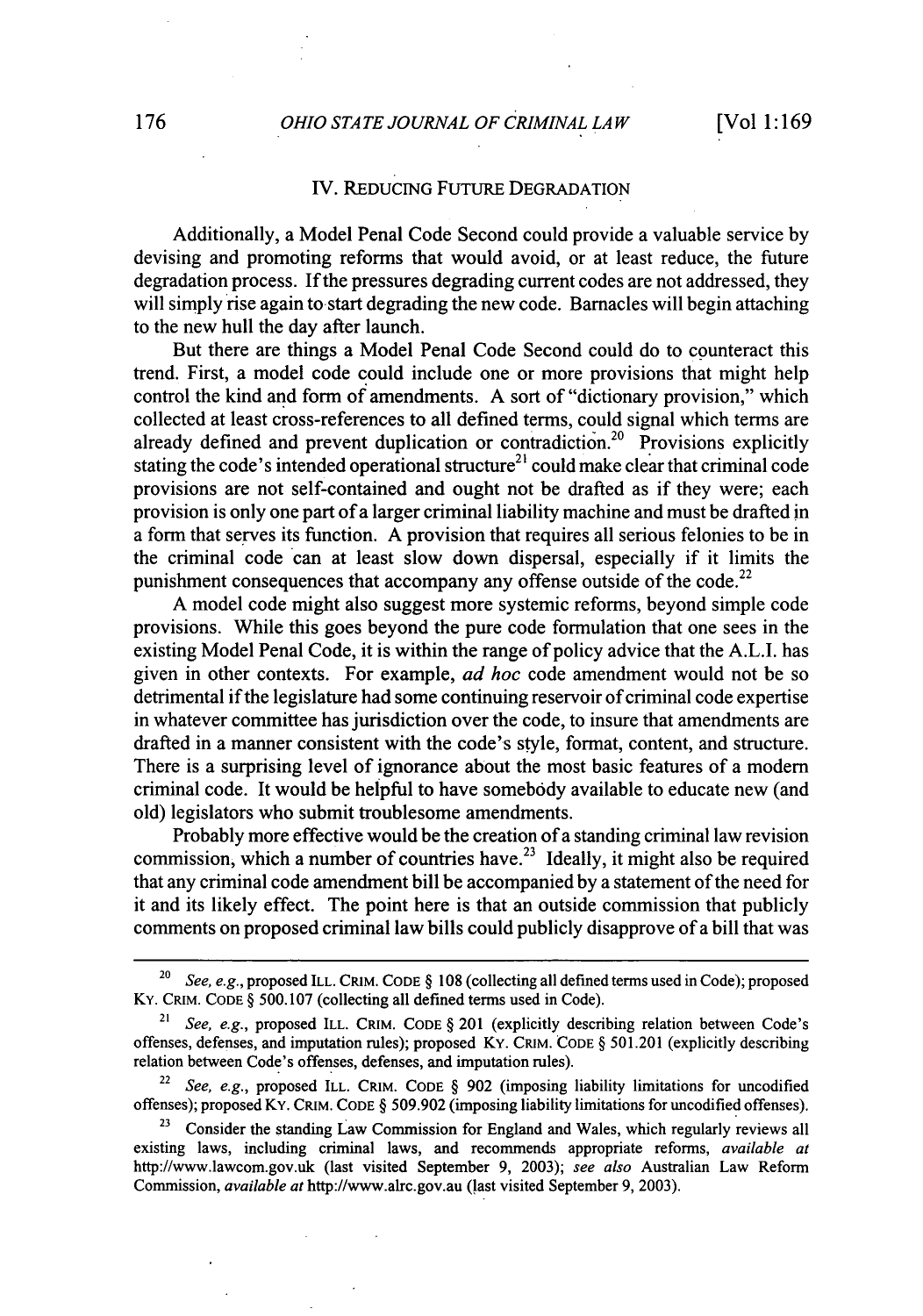## IV. REDUCING FUTURE DEGRADATION

Additionally, a Model Penal Code Second could provide a valuable service by devising and promoting reforms that would avoid, or at least reduce, the future degradation process. If the pressures degrading current codes are not addressed, they will simply rise again to start degrading the new code. Barnacles will begin attaching to the new hull the day after launch.

But there are things a Model Penal Code Second could do to counteract this trend. First, a model code could include one or more provisions that might help control the kind and form of amendments. A sort of "dictionary provision," which collected at least cross-references to all defined terms, could signal which terms are already defined and prevent duplication or contradiction.[20] Provisions explicitly stating the code's intended operational structure[21] could make clear that criminal code provisions are not self-contained and ought not be drafted as if they were; each provision is only one part of a larger criminal liability machine and must be drafted in a form that serves its function. A provision that requires all serious felonies to be in the criminal code can at least slow down dispersal, especially if it limits the punishment consequences that accompany any offense outside of the code.[22]

A model code might also suggest more systemic reforms, beyond simple code provisions. While this goes beyond the pure code formulation that one sees in the existing Model Penal Code, it is within the range of policy advice that the A.L.I. has given in other contexts. For example, *ad hoc* code amendment would not be so detrimental if the legislature had some continuing reservoir of criminal code expertise in whatever committee has jurisdiction over the code, to insure that amendments are drafted in a manner consistent with the code's style, format, content, and structure. There is a surprising level of ignorance about the most basic features of a modern criminal code. It would be helpful to have somebody available to educate new (and old) legislators who submit troublesome amendments.

Probably more effective would be the creation of a standing criminal law revision commission, which a number of countries have.[23] Ideally, it might also be required that any criminal code amendment bill be accompanied by a statement of the need for it and its likely effect. The point here is that an outside commission that publicly comments on proposed criminal law bills could publicly disapprove of a bill that was

---

[20] *See, e.g.*, proposed ILL. CRIM. CODE § 108 (collecting all defined terms used in Code); proposed KY. CRIM. CODE § 500.107 (collecting all defined terms used in Code).

[21] *See, e.g.*, proposed ILL. CRIM. CODE § 201 (explicitly describing relation between Code's offenses, defenses, and imputation rules); proposed KY. CRIM. CODE § 501.201 (explicitly describing relation between Code's offenses, defenses, and imputation rules).

[22] *See, e.g.*, proposed ILL. CRIM. CODE § 902 (imposing liability limitations for uncodified offenses); proposed KY. CRIM. CODE § 509.902 (imposing liability limitations for uncodified offenses).

[23] Consider the standing Law Commission for England and Wales, which regularly reviews all existing laws, including criminal laws, and recommends appropriate reforms, *available at* http://www.lawcom.gov.uk (last visited September 9, 2003); *see also* Australian Law Reform Commission, *available at* http://www.alrc.gov.au (last visited September 9, 2003).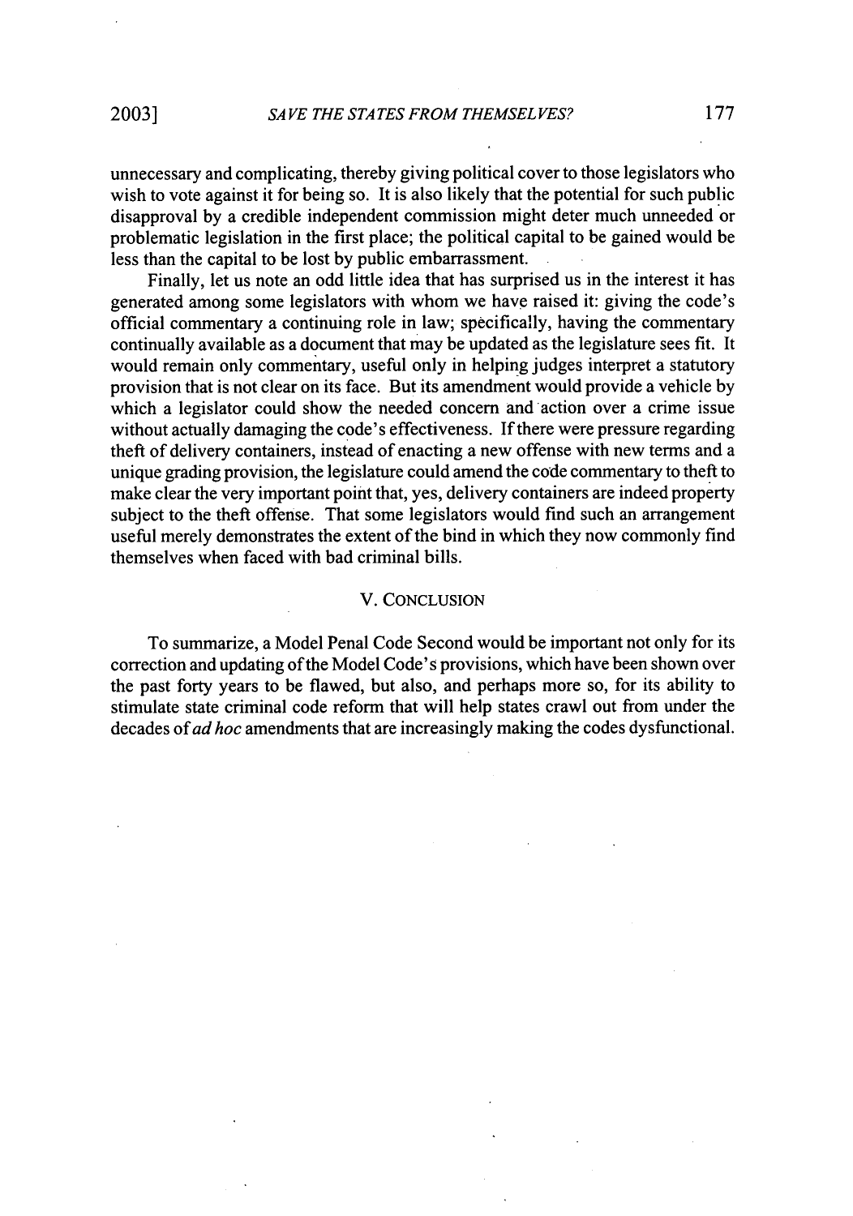unnecessary and complicating, thereby giving political cover to those legislators who wish to vote against it for being so. It is also likely that the potential for such public disapproval by a credible independent commission might deter much unneeded or problematic legislation in the first place; the political capital to be gained would be less than the capital to be lost by public embarrassment.

Finally, let us note an odd little idea that has surprised us in the interest it has generated among some legislators with whom we have raised it: giving the code's official commentary a continuing role in law; specifically, having the commentary continually available as a document that may be updated as the legislature sees fit. It would remain only commentary, useful only in helping judges interpret a statutory provision that is not clear on its face. But its amendment would provide a vehicle by which a legislator could show the needed concern and action over a crime issue without actually damaging the code's effectiveness. If there were pressure regarding theft of delivery containers, instead of enacting a new offense with new terms and a unique grading provision, the legislature could amend the code commentary to theft to make clear the very important point that, yes, delivery containers are indeed property subject to the theft offense. That some legislators would find such an arrangement useful merely demonstrates the extent of the bind in which they now commonly find themselves when faced with bad criminal bills.

## V. CONCLUSION

To summarize, a Model Penal Code Second would be important not only for its correction and updating of the Model Code's provisions, which have been shown over the past forty years to be flawed, but also, and perhaps more so, for its ability to stimulate state criminal code reform that will help states crawl out from under the decades of *ad hoc* amendments that are increasingly making the codes dysfunctional.